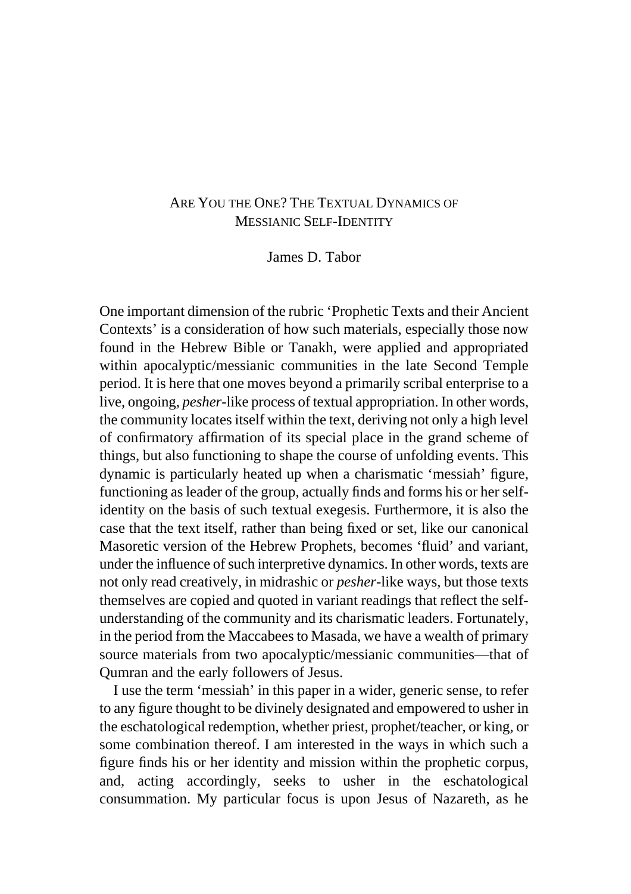# Are You the One? The Textual Dynamics of Messianic Self-Identity

James D. Tabor

One important dimension of the rubric 'Prophetic Texts and their Ancient Contexts' is a consideration of how such materials, especially those now found in the Hebrew Bible or Tanakh, were applied and appropriated within apocalyptic/messianic communities in the late Second Temple period. It is here that one moves beyond a primarily scribal enterprise to a live, ongoing, *pesher*-like process of textual appropriation. In other words, the community locates itself within the text, deriving not only a high level of confirmatory affirmation of its special place in the grand scheme of things, but also functioning to shape the course of unfolding events. This dynamic is particularly heated up when a charismatic 'messiah' figure, functioning as leader of the group, actually finds and forms his or her self-identity on the basis of such textual exegesis. Furthermore, it is also the case that the text itself, rather than being fixed or set, like our canonical Masoretic version of the Hebrew Prophets, becomes 'fluid' and variant, under the influence of such interpretive dynamics. In other words, texts are not only read creatively, in midrashic or *pesher*-like ways, but those texts themselves are copied and quoted in variant readings that reflect the self-understanding of the community and its charismatic leaders. Fortunately, in the period from the Maccabees to Masada, we have a wealth of primary source materials from two apocalyptic/messianic communities—that of Qumran and the early followers of Jesus.

I use the term 'messiah' in this paper in a wider, generic sense, to refer to any figure thought to be divinely designated and empowered to usher in the eschatological redemption, whether priest, prophet/teacher, or king, or some combination thereof. I am interested in the ways in which such a figure finds his or her identity and mission within the prophetic corpus, and, acting accordingly, seeks to usher in the eschatological consummation. My particular focus is upon Jesus of Nazareth, as he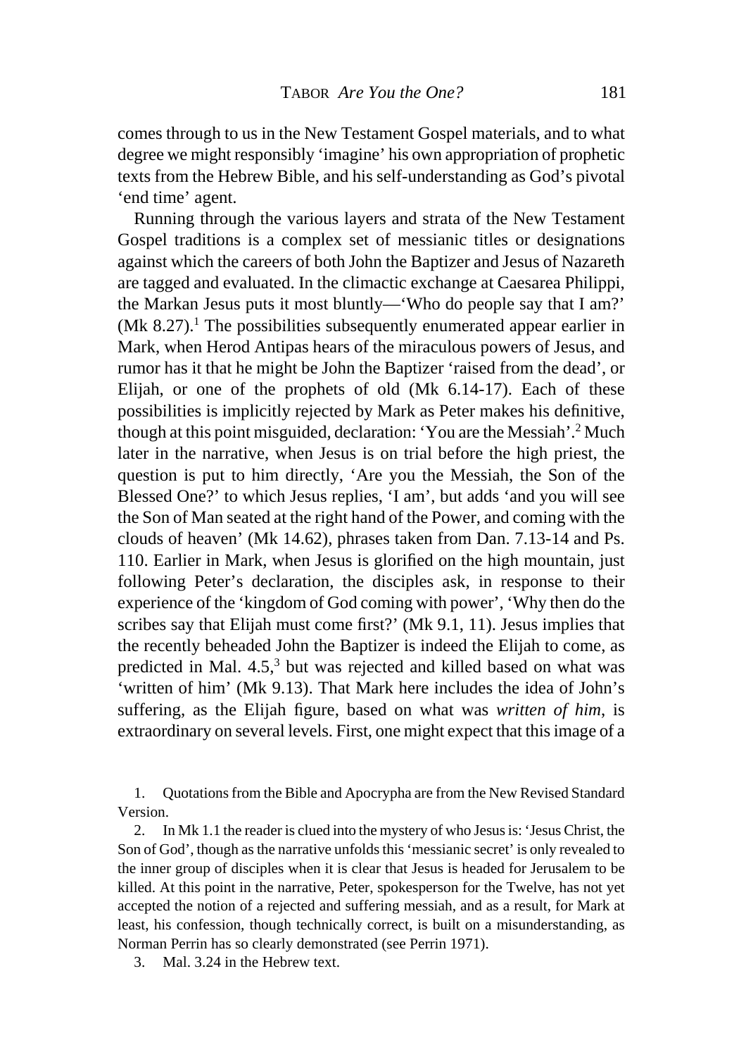comes through to us in the New Testament Gospel materials, and to what degree we might responsibly 'imagine' his own appropriation of prophetic texts from the Hebrew Bible, and his self-understanding as God's pivotal 'end time' agent.

Running through the various layers and strata of the New Testament Gospel traditions is a complex set of messianic titles or designations against which the careers of both John the Baptizer and Jesus of Nazareth are tagged and evaluated. In the climactic exchange at Caesarea Philippi, the Markan Jesus puts it most bluntly—'Who do people say that I am?' (Mk 8.27).[1] The possibilities subsequently enumerated appear earlier in Mark, when Herod Antipas hears of the miraculous powers of Jesus, and rumor has it that he might be John the Baptizer 'raised from the dead', or Elijah, or one of the prophets of old (Mk 6.14-17). Each of these possibilities is implicitly rejected by Mark as Peter makes his definitive, though at this point misguided, declaration: 'You are the Messiah'.[2] Much later in the narrative, when Jesus is on trial before the high priest, the question is put to him directly, 'Are you the Messiah, the Son of the Blessed One?' to which Jesus replies, 'I am', but adds 'and you will see the Son of Man seated at the right hand of the Power, and coming with the clouds of heaven' (Mk 14.62), phrases taken from Dan. 7.13-14 and Ps. 110. Earlier in Mark, when Jesus is glorified on the high mountain, just following Peter's declaration, the disciples ask, in response to their experience of the 'kingdom of God coming with power', 'Why then do the scribes say that Elijah must come first?' (Mk 9.1, 11). Jesus implies that the recently beheaded John the Baptizer is indeed the Elijah to come, as predicted in Mal. 4.5,[3] but was rejected and killed based on what was 'written of him' (Mk 9.13). That Mark here includes the idea of John's suffering, as the Elijah figure, based on what was *written of him*, is extraordinary on several levels. First, one might expect that this image of a

1. Quotations from the Bible and Apocrypha are from the New Revised Standard Version.

2. In Mk 1.1 the reader is clued into the mystery of who Jesus is: 'Jesus Christ, the Son of God', though as the narrative unfolds this 'messianic secret' is only revealed to the inner group of disciples when it is clear that Jesus is headed for Jerusalem to be killed. At this point in the narrative, Peter, spokesperson for the Twelve, has not yet accepted the notion of a rejected and suffering messiah, and as a result, for Mark at least, his confession, though technically correct, is built on a misunderstanding, as Norman Perrin has so clearly demonstrated (see Perrin 1971).

3. Mal. 3.24 in the Hebrew text.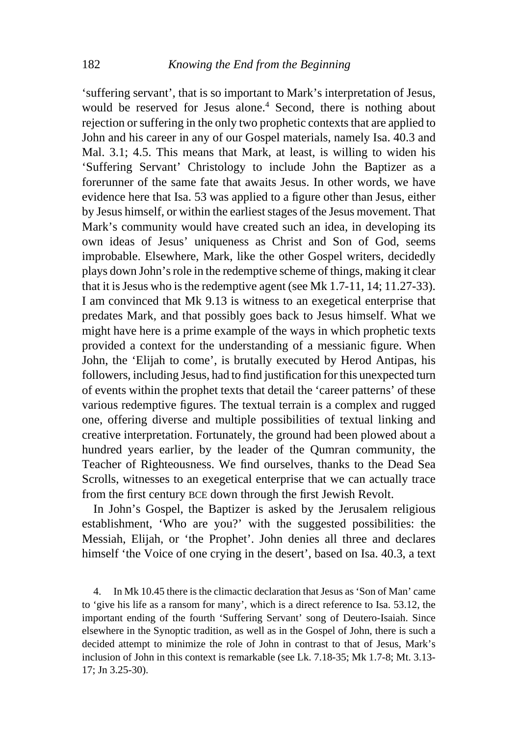'suffering servant', that is so important to Mark's interpretation of Jesus, would be reserved for Jesus alone.[4] Second, there is nothing about rejection or suffering in the only two prophetic contexts that are applied to John and his career in any of our Gospel materials, namely Isa. 40.3 and Mal. 3.1; 4.5. This means that Mark, at least, is willing to widen his 'Suffering Servant' Christology to include John the Baptizer as a forerunner of the same fate that awaits Jesus. In other words, we have evidence here that Isa. 53 was applied to a figure other than Jesus, either by Jesus himself, or within the earliest stages of the Jesus movement. That Mark's community would have created such an idea, in developing its own ideas of Jesus' uniqueness as Christ and Son of God, seems improbable. Elsewhere, Mark, like the other Gospel writers, decidedly plays down John's role in the redemptive scheme of things, making it clear that it is Jesus who is the redemptive agent (see Mk 1.7-11, 14; 11.27-33). I am convinced that Mk 9.13 is witness to an exegetical enterprise that predates Mark, and that possibly goes back to Jesus himself. What we might have here is a prime example of the ways in which prophetic texts provided a context for the understanding of a messianic figure. When John, the 'Elijah to come', is brutally executed by Herod Antipas, his followers, including Jesus, had to find justification for this unexpected turn of events within the prophet texts that detail the 'career patterns' of these various redemptive figures. The textual terrain is a complex and rugged one, offering diverse and multiple possibilities of textual linking and creative interpretation. Fortunately, the ground had been plowed about a hundred years earlier, by the leader of the Qumran community, the Teacher of Righteousness. We find ourselves, thanks to the Dead Sea Scrolls, witnesses to an exegetical enterprise that we can actually trace from the first century BCE down through the first Jewish Revolt.

In John's Gospel, the Baptizer is asked by the Jerusalem religious establishment, 'Who are you?' with the suggested possibilities: the Messiah, Elijah, or 'the Prophet'. John denies all three and declares himself 'the Voice of one crying in the desert', based on Isa. 40.3, a text

4. In Mk 10.45 there is the climactic declaration that Jesus as 'Son of Man' came to 'give his life as a ransom for many', which is a direct reference to Isa. 53.12, the important ending of the fourth 'Suffering Servant' song of Deutero-Isaiah. Since elsewhere in the Synoptic tradition, as well as in the Gospel of John, there is such a decided attempt to minimize the role of John in contrast to that of Jesus, Mark's inclusion of John in this context is remarkable (see Lk. 7.18-35; Mk 1.7-8; Mt. 3.13-17; Jn 3.25-30).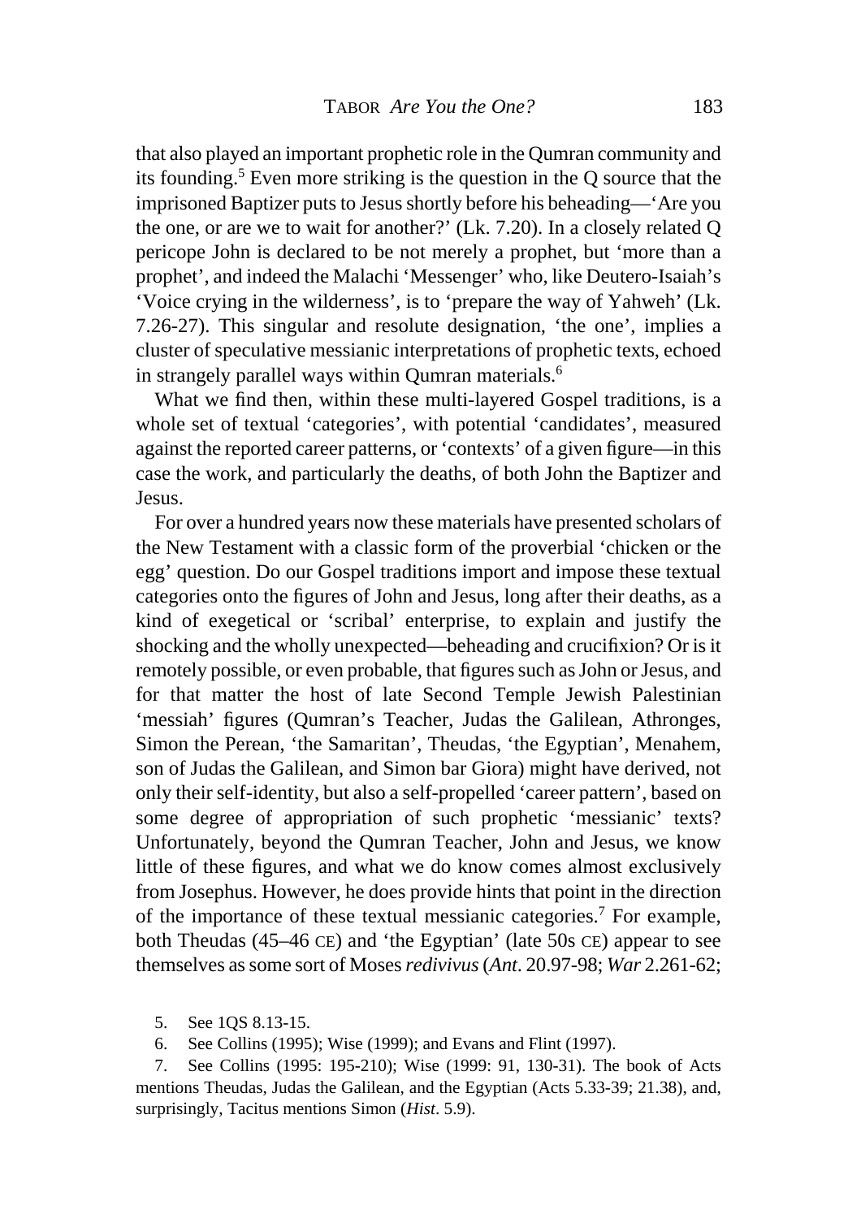that also played an important prophetic role in the Qumran community and its founding.[5] Even more striking is the question in the Q source that the imprisoned Baptizer puts to Jesus shortly before his beheading—'Are you the one, or are we to wait for another?' (Lk. 7.20). In a closely related Q pericope John is declared to be not merely a prophet, but 'more than a prophet', and indeed the Malachi 'Messenger' who, like Deutero-Isaiah's 'Voice crying in the wilderness', is to 'prepare the way of Yahweh' (Lk. 7.26-27). This singular and resolute designation, 'the one', implies a cluster of speculative messianic interpretations of prophetic texts, echoed in strangely parallel ways within Qumran materials.[6]

What we find then, within these multi-layered Gospel traditions, is a whole set of textual 'categories', with potential 'candidates', measured against the reported career patterns, or 'contexts' of a given figure—in this case the work, and particularly the deaths, of both John the Baptizer and Jesus.

For over a hundred years now these materials have presented scholars of the New Testament with a classic form of the proverbial 'chicken or the egg' question. Do our Gospel traditions import and impose these textual categories onto the figures of John and Jesus, long after their deaths, as a kind of exegetical or 'scribal' enterprise, to explain and justify the shocking and the wholly unexpected—beheading and crucifixion? Or is it remotely possible, or even probable, that figures such as John or Jesus, and for that matter the host of late Second Temple Jewish Palestinian 'messiah' figures (Qumran's Teacher, Judas the Galilean, Athronges, Simon the Perean, 'the Samaritan', Theudas, 'the Egyptian', Menahem, son of Judas the Galilean, and Simon bar Giora) might have derived, not only their self-identity, but also a self-propelled 'career pattern', based on some degree of appropriation of such prophetic 'messianic' texts? Unfortunately, beyond the Qumran Teacher, John and Jesus, we know little of these figures, and what we do know comes almost exclusively from Josephus. However, he does provide hints that point in the direction of the importance of these textual messianic categories.[7] For example, both Theudas (45–46 CE) and 'the Egyptian' (late 50s CE) appear to see themselves as some sort of Moses *redivivus* (*Ant*. 20.97-98; *War* 2.261-62;

5. See 1QS 8.13-15.

6. See Collins (1995); Wise (1999); and Evans and Flint (1997).

7. See Collins (1995: 195-210); Wise (1999: 91, 130-31). The book of Acts mentions Theudas, Judas the Galilean, and the Egyptian (Acts 5.33-39; 21.38), and, surprisingly, Tacitus mentions Simon (*Hist*. 5.9).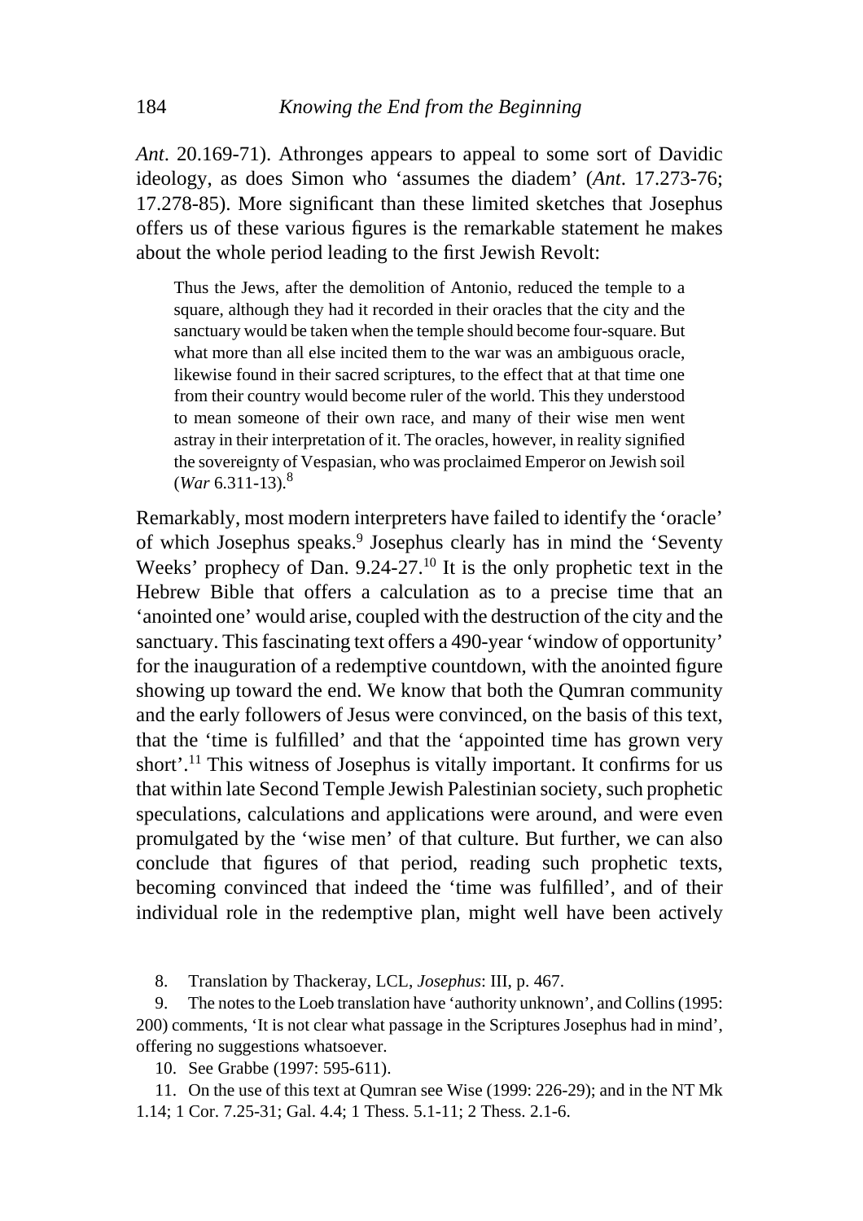*Ant*. 20.169-71). Athronges appears to appeal to some sort of Davidic ideology, as does Simon who 'assumes the diadem' (*Ant*. 17.273-76; 17.278-85). More significant than these limited sketches that Josephus offers us of these various figures is the remarkable statement he makes about the whole period leading to the first Jewish Revolt:

> Thus the Jews, after the demolition of Antonio, reduced the temple to a square, although they had it recorded in their oracles that the city and the sanctuary would be taken when the temple should become four-square. But what more than all else incited them to the war was an ambiguous oracle, likewise found in their sacred scriptures, to the effect that at that time one from their country would become ruler of the world. This they understood to mean someone of their own race, and many of their wise men went astray in their interpretation of it. The oracles, however, in reality signified the sovereignty of Vespasian, who was proclaimed Emperor on Jewish soil (*War* 6.311-13).[8]

Remarkably, most modern interpreters have failed to identify the 'oracle' of which Josephus speaks.[9] Josephus clearly has in mind the 'Seventy Weeks' prophecy of Dan. 9.24-27.[10] It is the only prophetic text in the Hebrew Bible that offers a calculation as to a precise time that an 'anointed one' would arise, coupled with the destruction of the city and the sanctuary. This fascinating text offers a 490-year 'window of opportunity' for the inauguration of a redemptive countdown, with the anointed figure showing up toward the end. We know that both the Qumran community and the early followers of Jesus were convinced, on the basis of this text, that the 'time is fulfilled' and that the 'appointed time has grown very short'.[11] This witness of Josephus is vitally important. It confirms for us that within late Second Temple Jewish Palestinian society, such prophetic speculations, calculations and applications were around, and were even promulgated by the 'wise men' of that culture. But further, we can also conclude that figures of that period, reading such prophetic texts, becoming convinced that indeed the 'time was fulfilled', and of their individual role in the redemptive plan, might well have been actively

8. Translation by Thackeray, LCL, *Josephus*: III, p. 467.

9. The notes to the Loeb translation have 'authority unknown', and Collins (1995: 200) comments, 'It is not clear what passage in the Scriptures Josephus had in mind', offering no suggestions whatsoever.

10. See Grabbe (1997: 595-611).

11. On the use of this text at Qumran see Wise (1999: 226-29); and in the NT Mk 1.14; 1 Cor. 7.25-31; Gal. 4.4; 1 Thess. 5.1-11; 2 Thess. 2.1-6.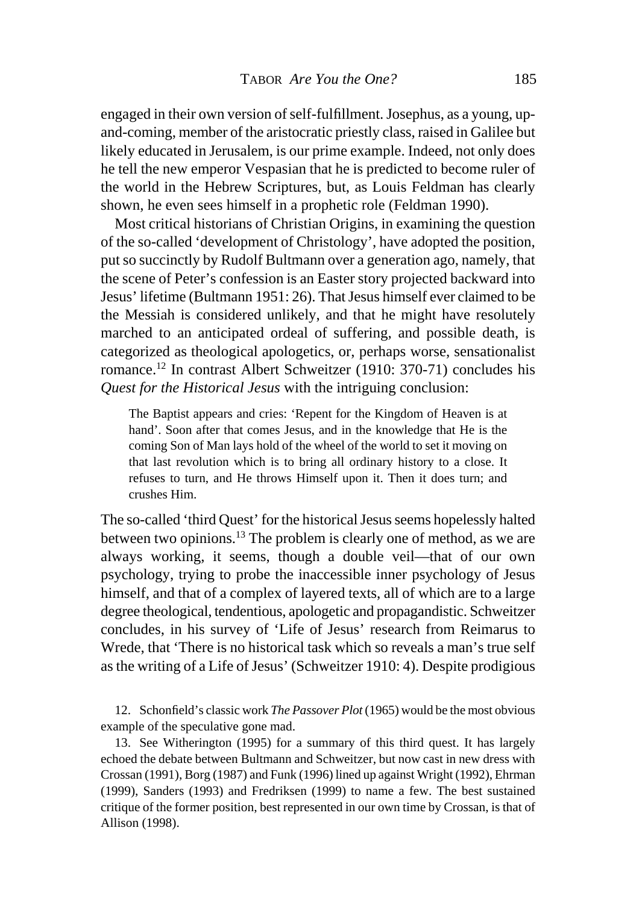engaged in their own version of self-fulfillment. Josephus, as a young, up-and-coming, member of the aristocratic priestly class, raised in Galilee but likely educated in Jerusalem, is our prime example. Indeed, not only does he tell the new emperor Vespasian that he is predicted to become ruler of the world in the Hebrew Scriptures, but, as Louis Feldman has clearly shown, he even sees himself in a prophetic role (Feldman 1990).

Most critical historians of Christian Origins, in examining the question of the so-called 'development of Christology', have adopted the position, put so succinctly by Rudolf Bultmann over a generation ago, namely, that the scene of Peter's confession is an Easter story projected backward into Jesus' lifetime (Bultmann 1951: 26). That Jesus himself ever claimed to be the Messiah is considered unlikely, and that he might have resolutely marched to an anticipated ordeal of suffering, and possible death, is categorized as theological apologetics, or, perhaps worse, sensationalist romance.[12] In contrast Albert Schweitzer (1910: 370-71) concludes his *Quest for the Historical Jesus* with the intriguing conclusion:

> The Baptist appears and cries: 'Repent for the Kingdom of Heaven is at hand'. Soon after that comes Jesus, and in the knowledge that He is the coming Son of Man lays hold of the wheel of the world to set it moving on that last revolution which is to bring all ordinary history to a close. It refuses to turn, and He throws Himself upon it. Then it does turn; and crushes Him.

The so-called 'third Quest' for the historical Jesus seems hopelessly halted between two opinions.[13] The problem is clearly one of method, as we are always working, it seems, though a double veil—that of our own psychology, trying to probe the inaccessible inner psychology of Jesus himself, and that of a complex of layered texts, all of which are to a large degree theological, tendentious, apologetic and propagandistic. Schweitzer concludes, in his survey of 'Life of Jesus' research from Reimarus to Wrede, that 'There is no historical task which so reveals a man's true self as the writing of a Life of Jesus' (Schweitzer 1910: 4). Despite prodigious

12. Schonfield's classic work *The Passover Plot* (1965) would be the most obvious example of the speculative gone mad.

13. See Witherington (1995) for a summary of this third quest. It has largely echoed the debate between Bultmann and Schweitzer, but now cast in new dress with Crossan (1991), Borg (1987) and Funk (1996) lined up against Wright (1992), Ehrman (1999), Sanders (1993) and Fredriksen (1999) to name a few. The best sustained critique of the former position, best represented in our own time by Crossan, is that of Allison (1998).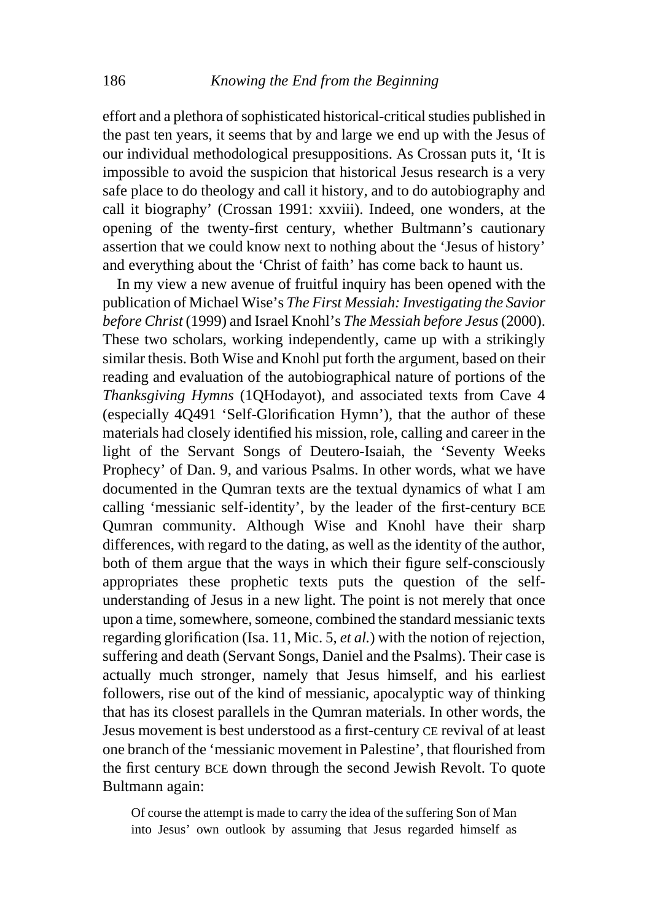effort and a plethora of sophisticated historical-critical studies published in the past ten years, it seems that by and large we end up with the Jesus of our individual methodological presuppositions. As Crossan puts it, 'It is impossible to avoid the suspicion that historical Jesus research is a very safe place to do theology and call it history, and to do autobiography and call it biography' (Crossan 1991: xxviii). Indeed, one wonders, at the opening of the twenty-first century, whether Bultmann's cautionary assertion that we could know next to nothing about the 'Jesus of history' and everything about the 'Christ of faith' has come back to haunt us.

In my view a new avenue of fruitful inquiry has been opened with the publication of Michael Wise's *The First Messiah: Investigating the Savior before Christ* (1999) and Israel Knohl's *The Messiah before Jesus* (2000). These two scholars, working independently, came up with a strikingly similar thesis. Both Wise and Knohl put forth the argument, based on their reading and evaluation of the autobiographical nature of portions of the *Thanksgiving Hymns* (1QHodayot), and associated texts from Cave 4 (especially 4Q491 'Self-Glorification Hymn'), that the author of these materials had closely identified his mission, role, calling and career in the light of the Servant Songs of Deutero-Isaiah, the 'Seventy Weeks Prophecy' of Dan. 9, and various Psalms. In other words, what we have documented in the Qumran texts are the textual dynamics of what I am calling 'messianic self-identity', by the leader of the first-century BCE Qumran community. Although Wise and Knohl have their sharp differences, with regard to the dating, as well as the identity of the author, both of them argue that the ways in which their figure self-consciously appropriates these prophetic texts puts the question of the self-understanding of Jesus in a new light. The point is not merely that once upon a time, somewhere, someone, combined the standard messianic texts regarding glorification (Isa. 11, Mic. 5, *et al.*) with the notion of rejection, suffering and death (Servant Songs, Daniel and the Psalms). Their case is actually much stronger, namely that Jesus himself, and his earliest followers, rise out of the kind of messianic, apocalyptic way of thinking that has its closest parallels in the Qumran materials. In other words, the Jesus movement is best understood as a first-century CE revival of at least one branch of the 'messianic movement in Palestine', that flourished from the first century BCE down through the second Jewish Revolt. To quote Bultmann again:

> Of course the attempt is made to carry the idea of the suffering Son of Man into Jesus' own outlook by assuming that Jesus regarded himself as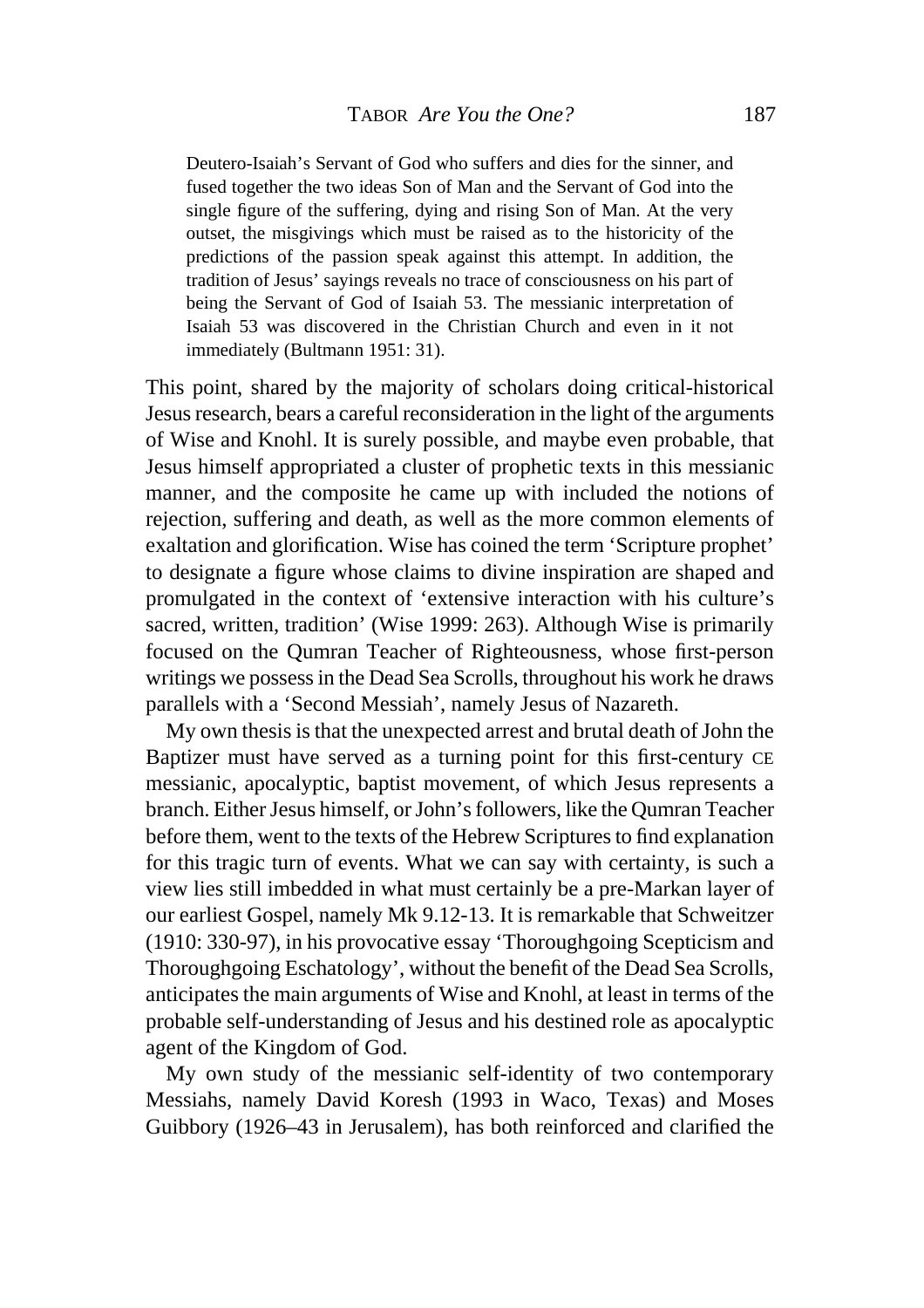> Deutero-Isaiah's Servant of God who suffers and dies for the sinner, and fused together the two ideas Son of Man and the Servant of God into the single figure of the suffering, dying and rising Son of Man. At the very outset, the misgivings which must be raised as to the historicity of the predictions of the passion speak against this attempt. In addition, the tradition of Jesus' sayings reveals no trace of consciousness on his part of being the Servant of God of Isaiah 53. The messianic interpretation of Isaiah 53 was discovered in the Christian Church and even in it not immediately (Bultmann 1951: 31).

This point, shared by the majority of scholars doing critical-historical Jesus research, bears a careful reconsideration in the light of the arguments of Wise and Knohl. It is surely possible, and maybe even probable, that Jesus himself appropriated a cluster of prophetic texts in this messianic manner, and the composite he came up with included the notions of rejection, suffering and death, as well as the more common elements of exaltation and glorification. Wise has coined the term 'Scripture prophet' to designate a figure whose claims to divine inspiration are shaped and promulgated in the context of 'extensive interaction with his culture's sacred, written, tradition' (Wise 1999: 263). Although Wise is primarily focused on the Qumran Teacher of Righteousness, whose first-person writings we possess in the Dead Sea Scrolls, throughout his work he draws parallels with a 'Second Messiah', namely Jesus of Nazareth.

My own thesis is that the unexpected arrest and brutal death of John the Baptizer must have served as a turning point for this first-century CE messianic, apocalyptic, baptist movement, of which Jesus represents a branch. Either Jesus himself, or John's followers, like the Qumran Teacher before them, went to the texts of the Hebrew Scriptures to find explanation for this tragic turn of events. What we can say with certainty, is such a view lies still imbedded in what must certainly be a pre-Markan layer of our earliest Gospel, namely Mk 9.12-13. It is remarkable that Schweitzer (1910: 330-97), in his provocative essay 'Thoroughgoing Scepticism and Thoroughgoing Eschatology', without the benefit of the Dead Sea Scrolls, anticipates the main arguments of Wise and Knohl, at least in terms of the probable self-understanding of Jesus and his destined role as apocalyptic agent of the Kingdom of God.

My own study of the messianic self-identity of two contemporary Messiahs, namely David Koresh (1993 in Waco, Texas) and Moses Guibbory (1926–43 in Jerusalem), has both reinforced and clarified the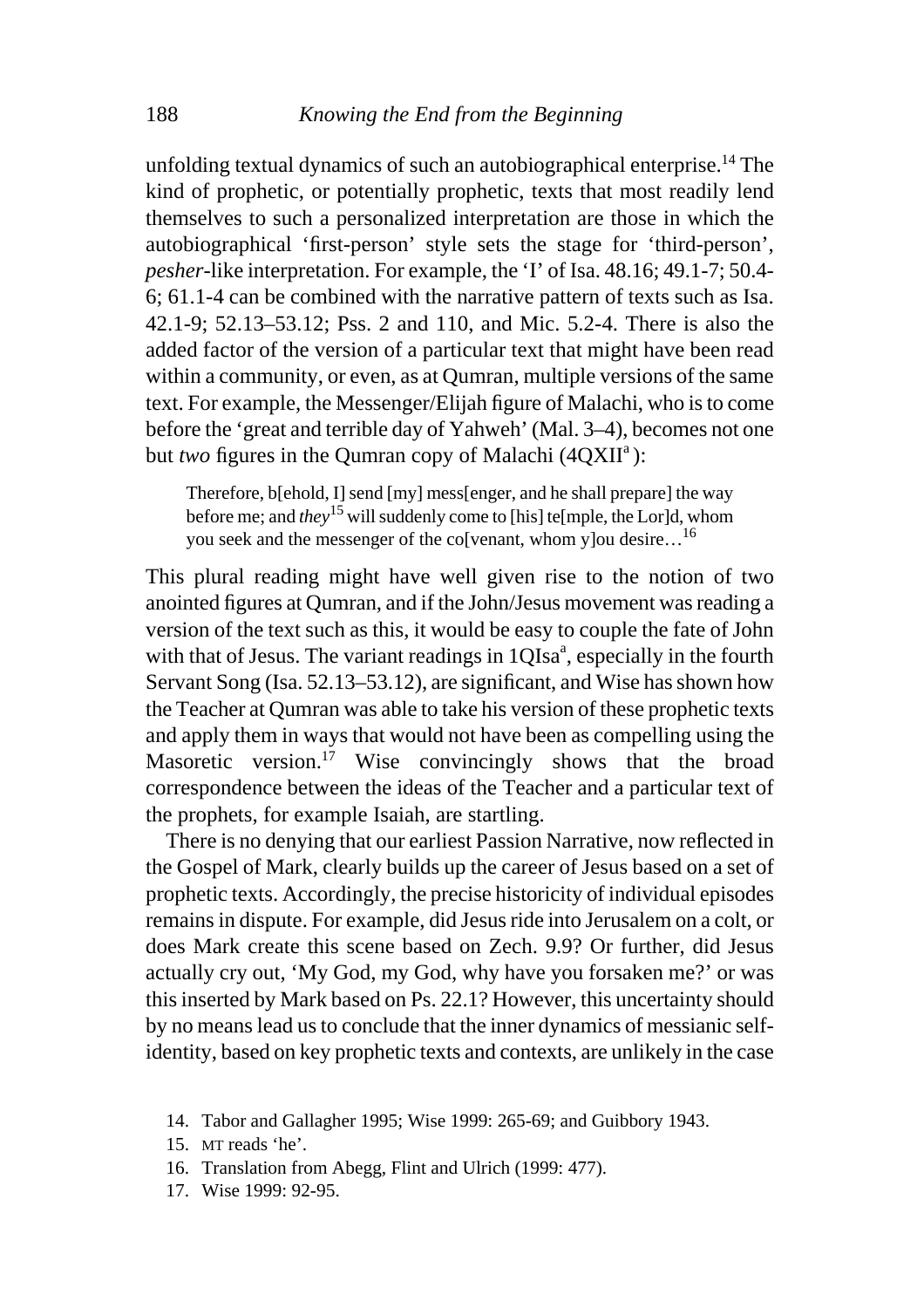unfolding textual dynamics of such an autobiographical enterprise.[14] The kind of prophetic, or potentially prophetic, texts that most readily lend themselves to such a personalized interpretation are those in which the autobiographical 'first-person' style sets the stage for 'third-person', *pesher*-like interpretation. For example, the 'I' of Isa. 48.16; 49.1-7; 50.4-6; 61.1-4 can be combined with the narrative pattern of texts such as Isa. 42.1-9; 52.13–53.12; Pss. 2 and 110, and Mic. 5.2-4. There is also the added factor of the version of a particular text that might have been read within a community, or even, as at Qumran, multiple versions of the same text. For example, the Messenger/Elijah figure of Malachi, who is to come before the 'great and terrible day of Yahweh' (Mal. 3–4), becomes not one but *two* figures in the Qumran copy of Malachi (4QXII[a]):

> Therefore, b[ehold, I] send [my] mess[enger, and he shall prepare] the way before me; and *they*[15] will suddenly come to [his] te[mple, the Lor]d, whom you seek and the messenger of the co[venant, whom y]ou desire…[16]

This plural reading might have well given rise to the notion of two anointed figures at Qumran, and if the John/Jesus movement was reading a version of the text such as this, it would be easy to couple the fate of John with that of Jesus. The variant readings in 1QIsa[a], especially in the fourth Servant Song (Isa. 52.13–53.12), are significant, and Wise has shown how the Teacher at Qumran was able to take his version of these prophetic texts and apply them in ways that would not have been as compelling using the Masoretic version.[17] Wise convincingly shows that the broad correspondence between the ideas of the Teacher and a particular text of the prophets, for example Isaiah, are startling.

There is no denying that our earliest Passion Narrative, now reflected in the Gospel of Mark, clearly builds up the career of Jesus based on a set of prophetic texts. Accordingly, the precise historicity of individual episodes remains in dispute. For example, did Jesus ride into Jerusalem on a colt, or does Mark create this scene based on Zech. 9.9? Or further, did Jesus actually cry out, 'My God, my God, why have you forsaken me?' or was this inserted by Mark based on Ps. 22.1? However, this uncertainty should by no means lead us to conclude that the inner dynamics of messianic self-identity, based on key prophetic texts and contexts, are unlikely in the case

14. Tabor and Gallagher 1995; Wise 1999: 265-69; and Guibbory 1943.

15. MT reads 'he'.

16. Translation from Abegg, Flint and Ulrich (1999: 477).

17. Wise 1999: 92-95.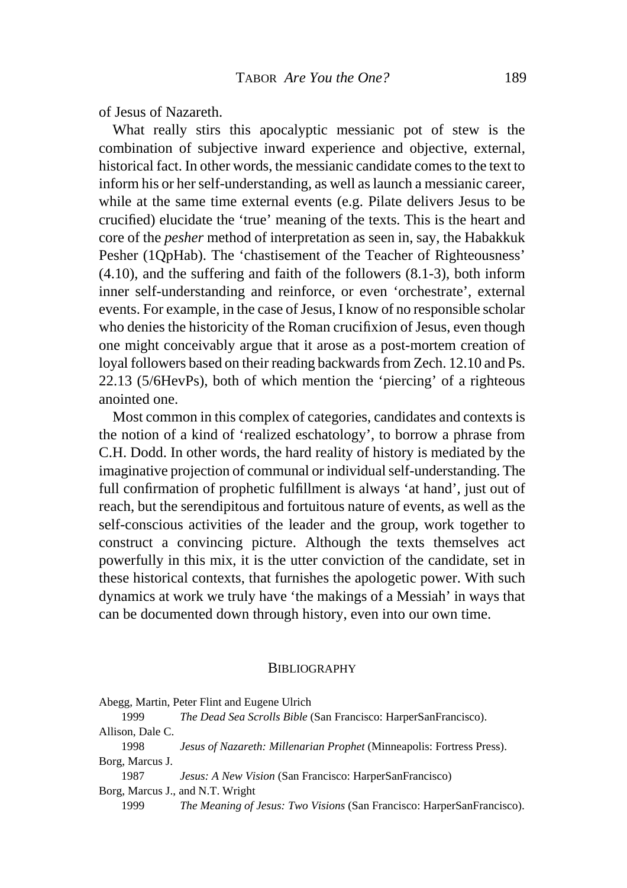of Jesus of Nazareth.

What really stirs this apocalyptic messianic pot of stew is the combination of subjective inward experience and objective, external, historical fact. In other words, the messianic candidate comes to the text to inform his or her self-understanding, as well as launch a messianic career, while at the same time external events (e.g. Pilate delivers Jesus to be crucified) elucidate the 'true' meaning of the texts. This is the heart and core of the *pesher* method of interpretation as seen in, say, the Habakkuk Pesher (1QpHab). The 'chastisement of the Teacher of Righteousness' (4.10), and the suffering and faith of the followers (8.1-3), both inform inner self-understanding and reinforce, or even 'orchestrate', external events. For example, in the case of Jesus, I know of no responsible scholar who denies the historicity of the Roman crucifixion of Jesus, even though one might conceivably argue that it arose as a post-mortem creation of loyal followers based on their reading backwards from Zech. 12.10 and Ps. 22.13 (5/6HevPs), both of which mention the 'piercing' of a righteous anointed one.

Most common in this complex of categories, candidates and contexts is the notion of a kind of 'realized eschatology', to borrow a phrase from C.H. Dodd. In other words, the hard reality of history is mediated by the imaginative projection of communal or individual self-understanding. The full confirmation of prophetic fulfillment is always 'at hand', just out of reach, but the serendipitous and fortuitous nature of events, as well as the self-conscious activities of the leader and the group, work together to construct a convincing picture. Although the texts themselves act powerfully in this mix, it is the utter conviction of the candidate, set in these historical contexts, that furnishes the apologetic power. With such dynamics at work we truly have 'the makings of a Messiah' in ways that can be documented down through history, even into our own time.

## Bibliography

Abegg, Martin, Peter Flint and Eugene Ulrich
1999 *The Dead Sea Scrolls Bible* (San Francisco: HarperSanFrancisco).

Allison, Dale C.
1998 *Jesus of Nazareth: Millenarian Prophet* (Minneapolis: Fortress Press).

Borg, Marcus J.
1987 *Jesus: A New Vision* (San Francisco: HarperSanFrancisco)

Borg, Marcus J., and N.T. Wright
1999 *The Meaning of Jesus: Two Visions* (San Francisco: HarperSanFrancisco).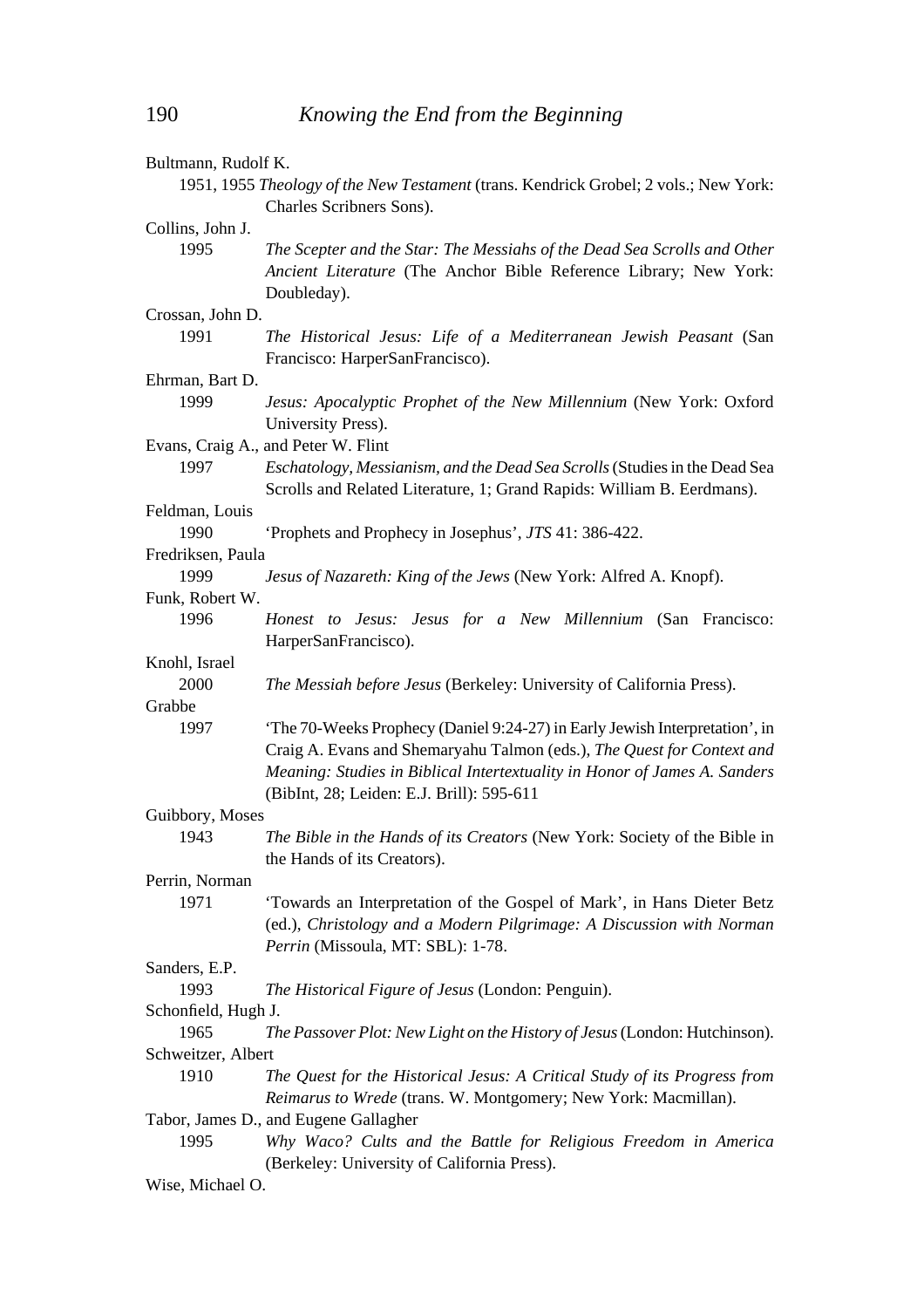Bultmann, Rudolf K.

1951, 1955 *Theology of the New Testament* (trans. Kendrick Grobel; 2 vols.; New York: Charles Scribners Sons).

Collins, John J.

1995 *The Scepter and the Star: The Messiahs of the Dead Sea Scrolls and Other Ancient Literature* (The Anchor Bible Reference Library; New York: Doubleday).

Crossan, John D.

1991 *The Historical Jesus: Life of a Mediterranean Jewish Peasant* (San Francisco: HarperSanFrancisco).

Ehrman, Bart D.

1999 *Jesus: Apocalyptic Prophet of the New Millennium* (New York: Oxford University Press).

Evans, Craig A., and Peter W. Flint

1997 *Eschatology, Messianism, and the Dead Sea Scrolls* (Studies in the Dead Sea Scrolls and Related Literature, 1; Grand Rapids: William B. Eerdmans).

Feldman, Louis

1990 'Prophets and Prophecy in Josephus', *JTS* 41: 386-422.

Fredriksen, Paula

1999 *Jesus of Nazareth: King of the Jews* (New York: Alfred A. Knopf).

Funk, Robert W.

1996 *Honest to Jesus: Jesus for a New Millennium* (San Francisco: HarperSanFrancisco).

Knohl, Israel

2000 *The Messiah before Jesus* (Berkeley: University of California Press).

Grabbe

1997 'The 70-Weeks Prophecy (Daniel 9:24-27) in Early Jewish Interpretation', in Craig A. Evans and Shemaryahu Talmon (eds.), *The Quest for Context and Meaning: Studies in Biblical Intertextuality in Honor of James A. Sanders* (BibInt, 28; Leiden: E.J. Brill): 595-611

Guibbory, Moses

1943 *The Bible in the Hands of its Creators* (New York: Society of the Bible in the Hands of its Creators).

Perrin, Norman

1971 'Towards an Interpretation of the Gospel of Mark', in Hans Dieter Betz (ed.), *Christology and a Modern Pilgrimage: A Discussion with Norman Perrin* (Missoula, MT: SBL): 1-78.

Sanders, E.P.

1993 *The Historical Figure of Jesus* (London: Penguin).

Schonfield, Hugh J.

1965 *The Passover Plot: New Light on the History of Jesus* (London: Hutchinson).

Schweitzer, Albert

1910 *The Quest for the Historical Jesus: A Critical Study of its Progress from Reimarus to Wrede* (trans. W. Montgomery; New York: Macmillan).

Tabor, James D., and Eugene Gallagher

1995 *Why Waco? Cults and the Battle for Religious Freedom in America* (Berkeley: University of California Press).

Wise, Michael O.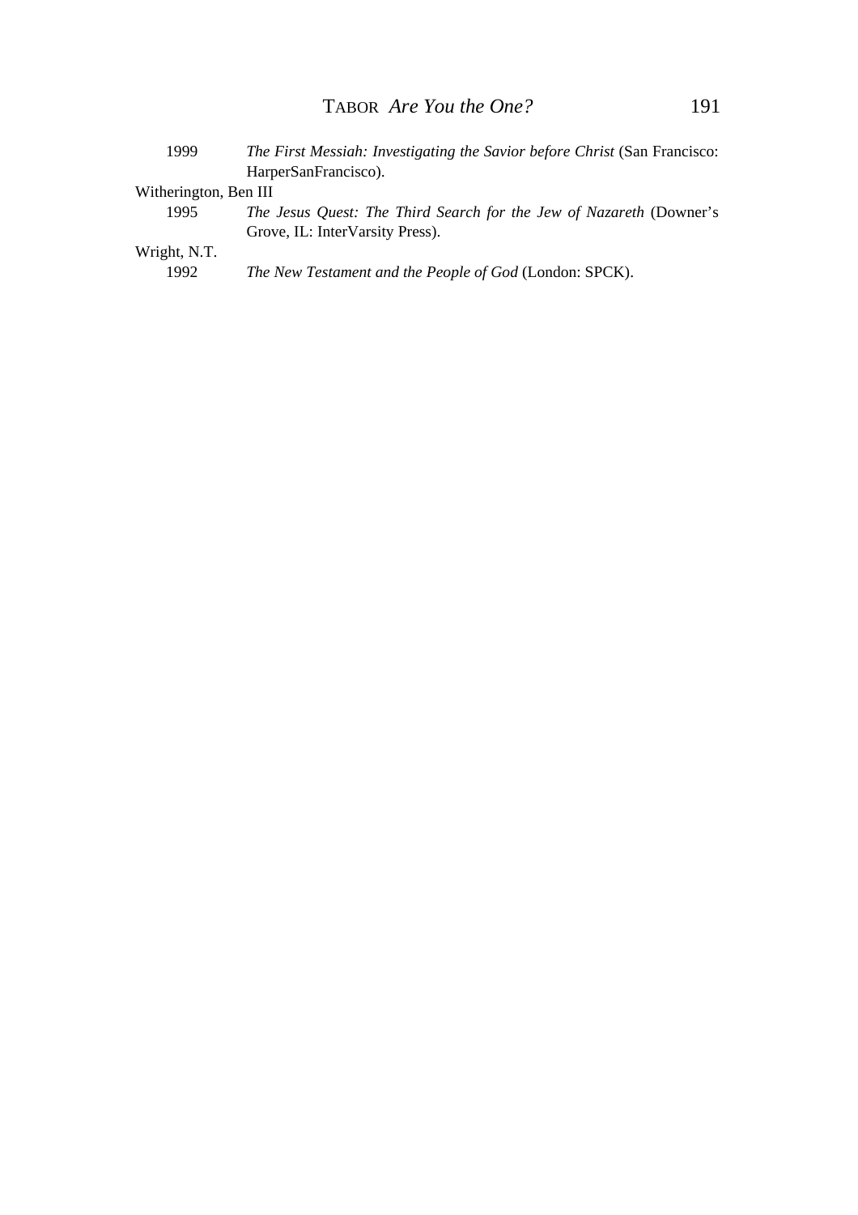1999 *The First Messiah: Investigating the Savior before Christ* (San Francisco: HarperSanFrancisco).

Witherington, Ben III

1995 *The Jesus Quest: The Third Search for the Jew of Nazareth* (Downer's Grove, IL: InterVarsity Press).

Wright, N.T.

1992 *The New Testament and the People of God* (London: SPCK).